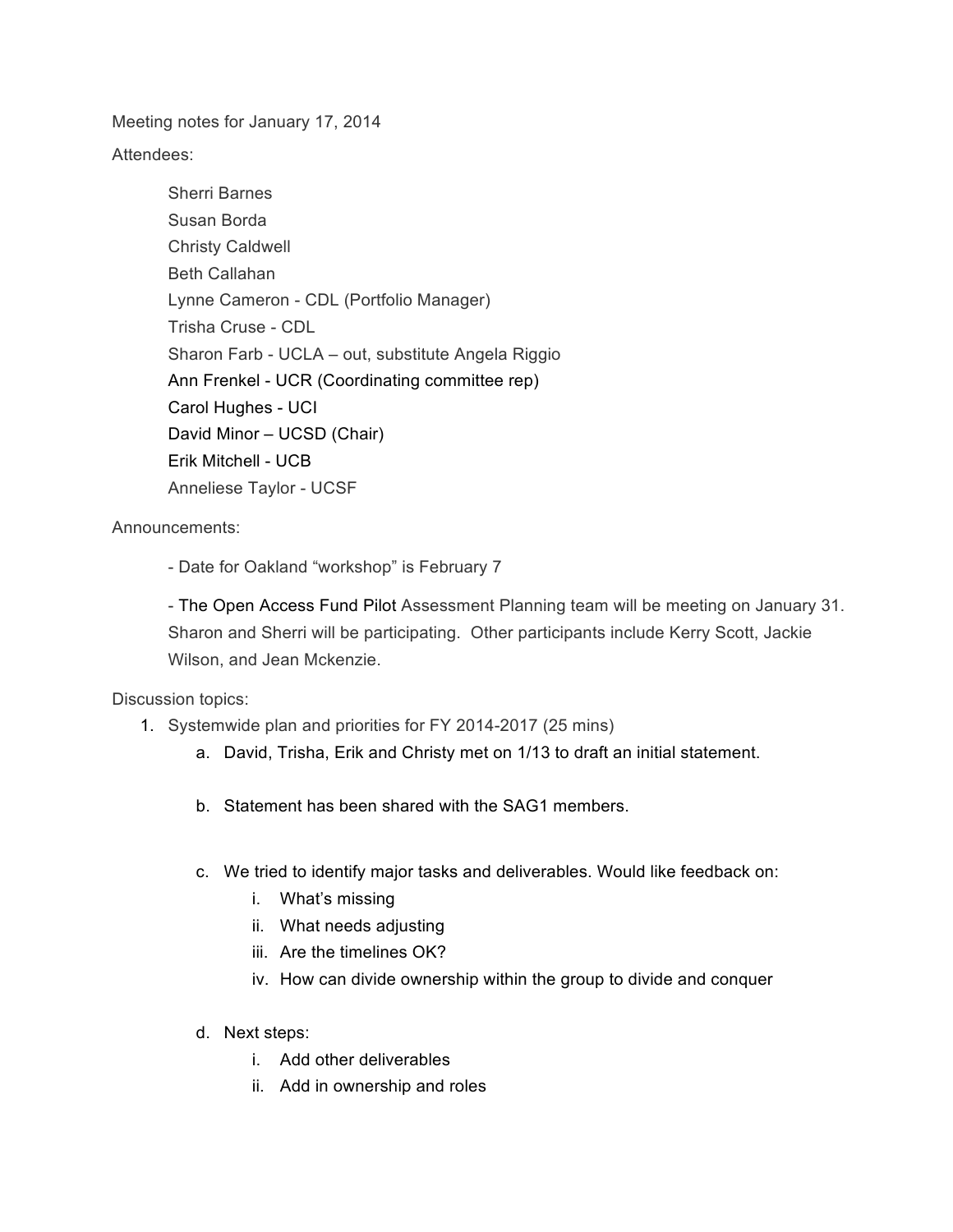Meeting notes for January 17, 2014

Attendees:

Sherri Barnes  
Susan Borda  
Christy Caldwell  
Beth Callahan  
Lynne Cameron - CDL (Portfolio Manager)  
Trisha Cruse - CDL  
Sharon Farb - UCLA – out, substitute Angela Riggio  
Ann Frenkel - UCR (Coordinating committee rep)  
Carol Hughes - UCI  
David Minor – UCSD (Chair)  
Erik Mitchell - UCB  
Anneliese Taylor - UCSF

Announcements:

- Date for Oakland "workshop" is February 7

- The Open Access Fund Pilot Assessment Planning team will be meeting on January 31. Sharon and Sherri will be participating. Other participants include Kerry Scott, Jackie Wilson, and Jean Mckenzie.

Discussion topics:

1. Systemwide plan and priorities for FY 2014-2017 (25 mins)
   a. David, Trisha, Erik and Christy met on 1/13 to draft an initial statement.

   b. Statement has been shared with the SAG1 members.

   c. We tried to identify major tasks and deliverables. Would like feedback on:
      i. What's missing
      ii. What needs adjusting
      iii. Are the timelines OK?
      iv. How can divide ownership within the group to divide and conquer

   d. Next steps:
      i. Add other deliverables
      ii. Add in ownership and roles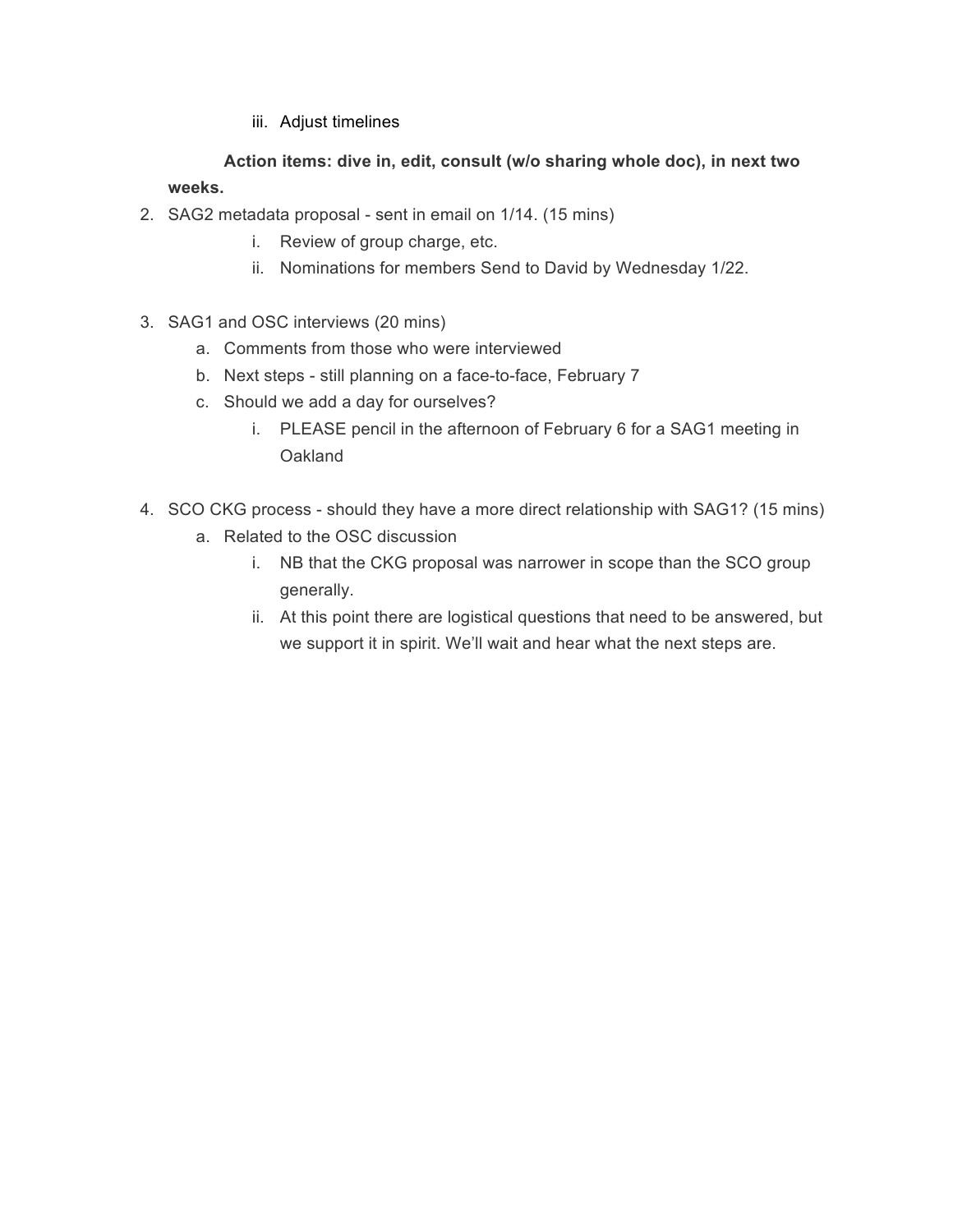iii. Adjust timelines

**Action items: dive in, edit, consult (w/o sharing whole doc), in next two weeks.**

2. SAG2 metadata proposal - sent in email on 1/14. (15 mins)
    i. Review of group charge, etc.
    ii. Nominations for members Send to David by Wednesday 1/22.

3. SAG1 and OSC interviews (20 mins)
    a. Comments from those who were interviewed
    b. Next steps - still planning on a face-to-face, February 7
    c. Should we add a day for ourselves?
        i. PLEASE pencil in the afternoon of February 6 for a SAG1 meeting in Oakland

4. SCO CKG process - should they have a more direct relationship with SAG1? (15 mins)
    a. Related to the OSC discussion
        i. NB that the CKG proposal was narrower in scope than the SCO group generally.
        ii. At this point there are logistical questions that need to be answered, but we support it in spirit. We'll wait and hear what the next steps are.